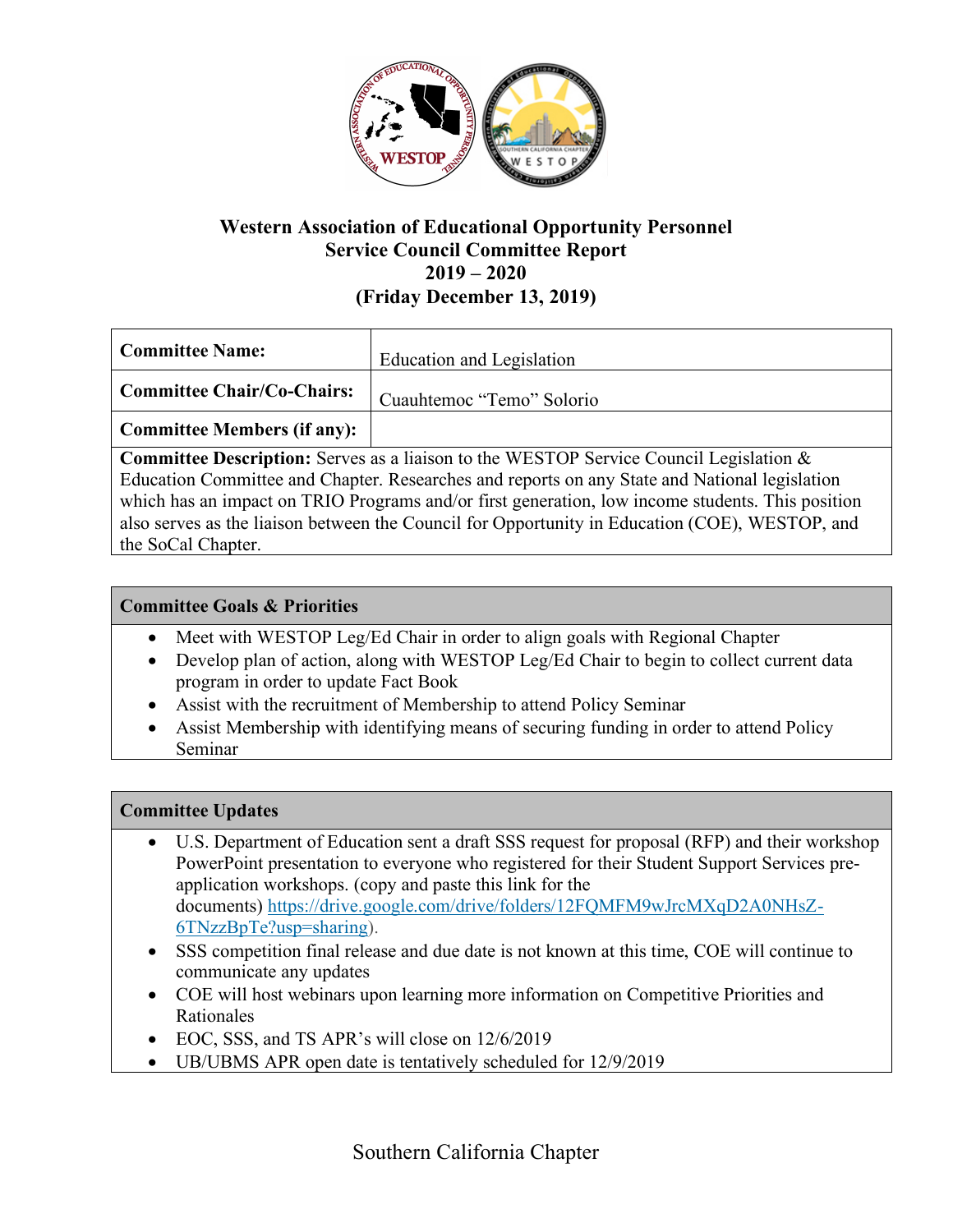# Western Association of Educational Opportunity Personnel
## Service Council Committee Report
## 2019 – 2020
## (Friday December 13, 2019)

| **Committee Name:** | Education and Legislation |
|---|---|
| **Committee Chair/Co-Chairs:** | Cuauhtemoc "Temo" Solorio |
| **Committee Members (if any):** | |

**Committee Description:** Serves as a liaison to the WESTOP Service Council Legislation & Education Committee and Chapter. Researches and reports on any State and National legislation which has an impact on TRIO Programs and/or first generation, low income students. This position also serves as the liaison between the Council for Opportunity in Education (COE), WESTOP, and the SoCal Chapter.

### Committee Goals & Priorities

- Meet with WESTOP Leg/Ed Chair in order to align goals with Regional Chapter
- Develop plan of action, along with WESTOP Leg/Ed Chair to begin to collect current data program in order to update Fact Book
- Assist with the recruitment of Membership to attend Policy Seminar
- Assist Membership with identifying means of securing funding in order to attend Policy Seminar

### Committee Updates

- U.S. Department of Education sent a draft SSS request for proposal (RFP) and their workshop PowerPoint presentation to everyone who registered for their Student Support Services pre-application workshops. (copy and paste this link for the documents) https://drive.google.com/drive/folders/12FQMFM9wJrcMXqD2A0NHsZ-6TNzzBpTe?usp=sharing).
- SSS competition final release and due date is not known at this time, COE will continue to communicate any updates
- COE will host webinars upon learning more information on Competitive Priorities and Rationales
- EOC, SSS, and TS APR's will close on 12/6/2019
- UB/UBMS APR open date is tentatively scheduled for 12/9/2019

Southern California Chapter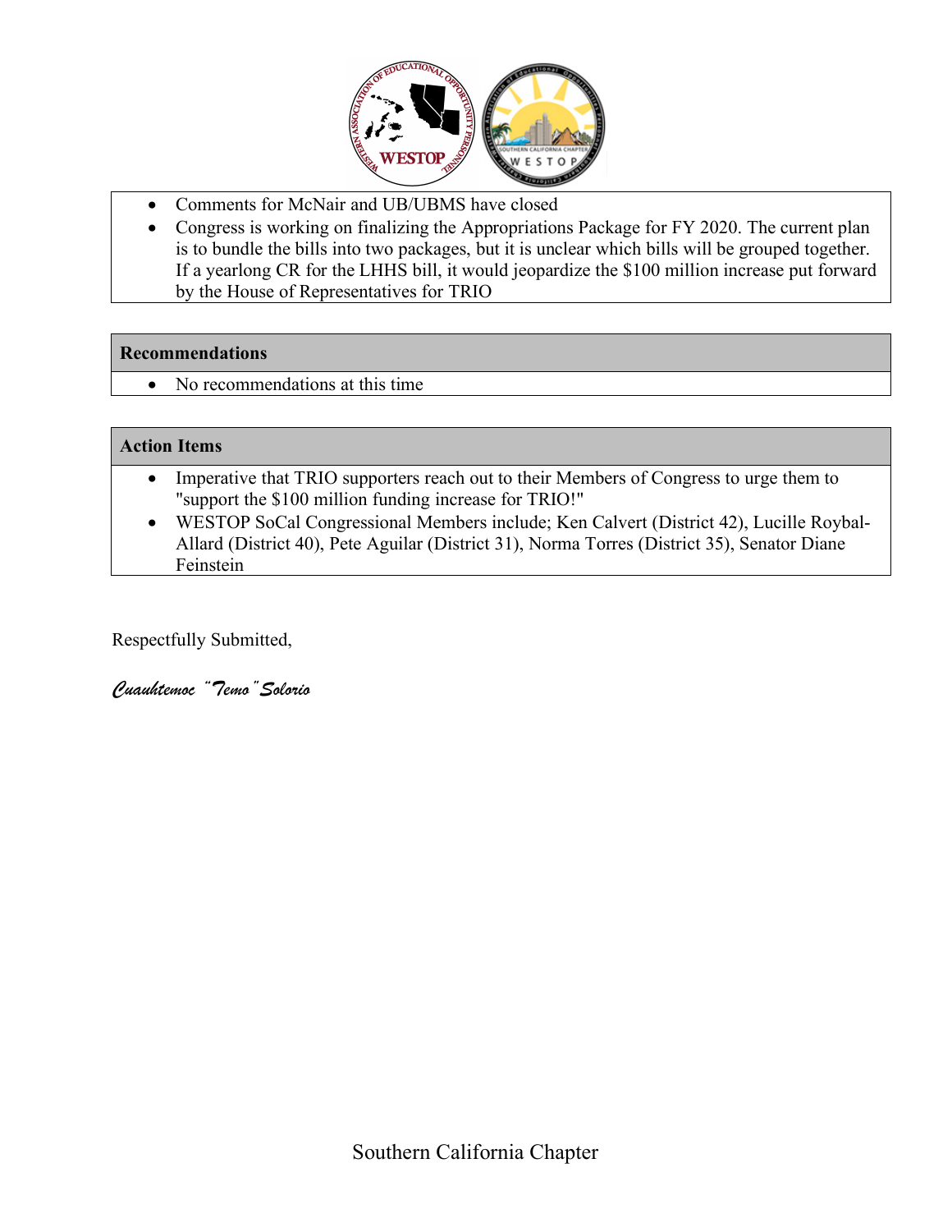- Comments for McNair and UB/UBMS have closed
- Congress is working on finalizing the Appropriations Package for FY 2020. The current plan is to bundle the bills into two packages, but it is unclear which bills will be grouped together. If a yearlong CR for the LHHS bill, it would jeopardize the $100 million increase put forward by the House of Representatives for TRIO

**Recommendations**

- No recommendations at this time

**Action Items**

- Imperative that TRIO supporters reach out to their Members of Congress to urge them to "support the $100 million funding increase for TRIO!"
- WESTOP SoCal Congressional Members include; Ken Calvert (District 42), Lucille Roybal-Allard (District 40), Pete Aguilar (District 31), Norma Torres (District 35), Senator Diane Feinstein

Respectfully Submitted,

*Cuauhtemoc "Temo" Solorio*

Southern California Chapter